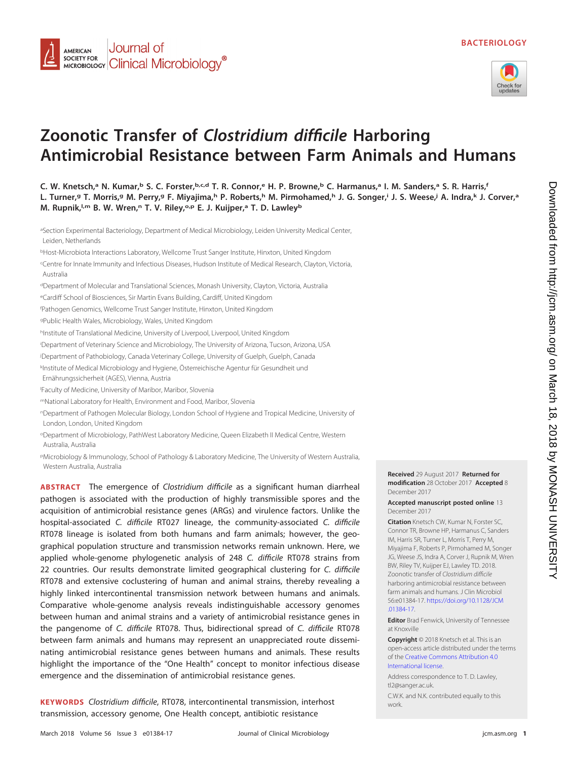BACTERIOLOGY

# Zoonotic Transfer of *Clostridium difficile* Harboring Antimicrobial Resistance between Farm Animals and Humans

C. W. Knetsch,[a] N. Kumar,[b] S. C. Forster,[b,c,d] T. R. Connor,[e] H. P. Browne,[b] C. Harmanus,[a] I. M. Sanders,[a] S. R. Harris,[f] L. Turner,[g] T. Morris,[g] M. Perry,[g] F. Miyajima,[h] P. Roberts,[h] M. Pirmohamed,[h] J. G. Songer,[i] J. S. Weese,[j] A. Indra,[k] J. Corver,[a] M. Rupnik,[l,m] B. W. Wren,[n] T. V. Riley,[o,p] E. J. Kuijper,[a] T. D. Lawley[b]

[a]Section Experimental Bacteriology, Department of Medical Microbiology, Leiden University Medical Center, Leiden, Netherlands

[b]Host-Microbiota Interactions Laboratory, Wellcome Trust Sanger Institute, Hinxton, United Kingdom

[c]Centre for Innate Immunity and Infectious Diseases, Hudson Institute of Medical Research, Clayton, Victoria, Australia

[d]Department of Molecular and Translational Sciences, Monash University, Clayton, Victoria, Australia

[e]Cardiff School of Biosciences, Sir Martin Evans Building, Cardiff, United Kingdom

[f]Pathogen Genomics, Wellcome Trust Sanger Institute, Hinxton, United Kingdom

[g]Public Health Wales, Microbiology, Wales, United Kingdom

[h]Institute of Translational Medicine, University of Liverpool, Liverpool, United Kingdom

[i]Department of Veterinary Science and Microbiology, The University of Arizona, Tucson, Arizona, USA

[j]Department of Pathobiology, Canada Veterinary College, University of Guelph, Guelph, Canada

[k]Institute of Medical Microbiology and Hygiene, Österreichische Agentur für Gesundheit und Ernährungssicherheit (AGES), Vienna, Austria

[l]Faculty of Medicine, University of Maribor, Maribor, Slovenia

[m]National Laboratory for Health, Environment and Food, Maribor, Slovenia

[n]Department of Pathogen Molecular Biology, London School of Hygiene and Tropical Medicine, University of London, London, United Kingdom

[o]Department of Microbiology, PathWest Laboratory Medicine, Queen Elizabeth II Medical Centre, Western Australia, Australia

[p]Microbiology & Immunology, School of Pathology & Laboratory Medicine, The University of Western Australia, Western Australia, Australia

**ABSTRACT** The emergence of *Clostridium difficile* as a significant human diarrheal pathogen is associated with the production of highly transmissible spores and the acquisition of antimicrobial resistance genes (ARGs) and virulence factors. Unlike the hospital-associated *C. difficile* RT027 lineage, the community-associated *C. difficile* RT078 lineage is isolated from both humans and farm animals; however, the geographical population structure and transmission networks remain unknown. Here, we applied whole-genome phylogenetic analysis of 248 *C. difficile* RT078 strains from 22 countries. Our results demonstrate limited geographical clustering for *C. difficile* RT078 and extensive coclustering of human and animal strains, thereby revealing a highly linked intercontinental transmission network between humans and animals. Comparative whole-genome analysis reveals indistinguishable accessory genomes between human and animal strains and a variety of antimicrobial resistance genes in the pangenome of *C. difficile* RT078. Thus, bidirectional spread of *C. difficile* RT078 between farm animals and humans may represent an unappreciated route disseminating antimicrobial resistance genes between humans and animals. These results highlight the importance of the "One Health" concept to monitor infectious disease emergence and the dissemination of antimicrobial resistance genes.

**KEYWORDS** *Clostridium difficile*, RT078, intercontinental transmission, interhost transmission, accessory genome, One Health concept, antibiotic resistance

**Received** 29 August 2017 **Returned for modification** 28 October 2017 **Accepted** 8 December 2017

**Accepted manuscript posted online** 13 December 2017

**Citation** Knetsch CW, Kumar N, Forster SC, Connor TR, Browne HP, Harmanus C, Sanders IM, Harris SR, Turner L, Morris T, Perry M, Miyajima F, Roberts P, Pirmohamed M, Songer JG, Weese JS, Indra A, Corver J, Rupnik M, Wren BW, Riley TV, Kuijper EJ, Lawley TD. 2018. Zoonotic transfer of *Clostridium difficile* harboring antimicrobial resistance between farm animals and humans. J Clin Microbiol 56:e01384-17. https://doi.org/10.1128/JCM.01384-17.

**Editor** Brad Fenwick, University of Tennessee at Knoxville

**Copyright** © 2018 Knetsch et al. This is an open-access article distributed under the terms of the Creative Commons Attribution 4.0 International license.

Address correspondence to T. D. Lawley, tl2@sanger.ac.uk.

C.W.K. and N.K. contributed equally to this work.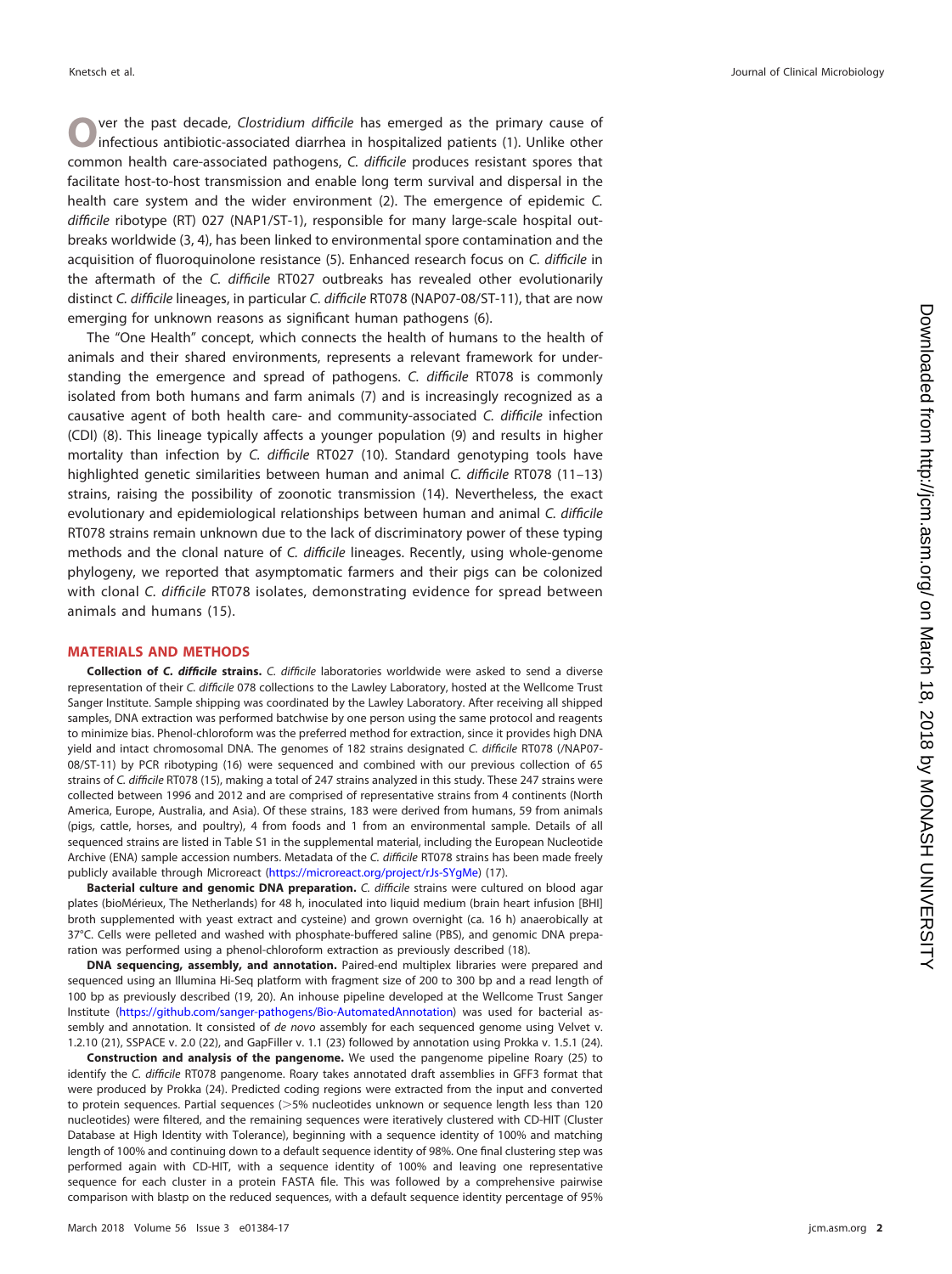Over the past decade, *Clostridium difficile* has emerged as the primary cause of infectious antibiotic-associated diarrhea in hospitalized patients (1). Unlike other common health care-associated pathogens, *C. difficile* produces resistant spores that facilitate host-to-host transmission and enable long term survival and dispersal in the health care system and the wider environment (2). The emergence of epidemic *C. difficile* ribotype (RT) 027 (NAP1/ST-1), responsible for many large-scale hospital outbreaks worldwide (3, 4), has been linked to environmental spore contamination and the acquisition of fluoroquinolone resistance (5). Enhanced research focus on *C. difficile* in the aftermath of the *C. difficile* RT027 outbreaks has revealed other evolutionarily distinct *C. difficile* lineages, in particular *C. difficile* RT078 (NAP07-08/ST-11), that are now emerging for unknown reasons as significant human pathogens (6).

The "One Health" concept, which connects the health of humans to the health of animals and their shared environments, represents a relevant framework for understanding the emergence and spread of pathogens. *C. difficile* RT078 is commonly isolated from both humans and farm animals (7) and is increasingly recognized as a causative agent of both health care- and community-associated *C. difficile* infection (CDI) (8). This lineage typically affects a younger population (9) and results in higher mortality than infection by *C. difficile* RT027 (10). Standard genotyping tools have highlighted genetic similarities between human and animal *C. difficile* RT078 (11–13) strains, raising the possibility of zoonotic transmission (14). Nevertheless, the exact evolutionary and epidemiological relationships between human and animal *C. difficile* RT078 strains remain unknown due to the lack of discriminatory power of these typing methods and the clonal nature of *C. difficile* lineages. Recently, using whole-genome phylogeny, we reported that asymptomatic farmers and their pigs can be colonized with clonal *C. difficile* RT078 isolates, demonstrating evidence for spread between animals and humans (15).

## MATERIALS AND METHODS

**Collection of *C. difficile* strains.** *C. difficile* laboratories worldwide were asked to send a diverse representation of their *C. difficile* 078 collections to the Lawley Laboratory, hosted at the Wellcome Trust Sanger Institute. Sample shipping was coordinated by the Lawley Laboratory. After receiving all shipped samples, DNA extraction was performed batchwise by one person using the same protocol and reagents to minimize bias. Phenol-chloroform was the preferred method for extraction, since it provides high DNA yield and intact chromosomal DNA. The genomes of 182 strains designated *C. difficile* RT078 (/NAP07-08/ST-11) by PCR ribotyping (16) were sequenced and combined with our previous collection of 65 strains of *C. difficile* RT078 (15), making a total of 247 strains analyzed in this study. These 247 strains were collected between 1996 and 2012 and are comprised of representative strains from 4 continents (North America, Europe, Australia, and Asia). Of these strains, 183 were derived from humans, 59 from animals (pigs, cattle, horses, and poultry), 4 from foods and 1 from an environmental sample. Details of all sequenced strains are listed in Table S1 in the supplemental material, including the European Nucleotide Archive (ENA) sample accession numbers. Metadata of the *C. difficile* RT078 strains has been made freely publicly available through Microreact (https://microreact.org/project/rJs-SYgMe) (17).

**Bacterial culture and genomic DNA preparation.** *C. difficile* strains were cultured on blood agar plates (bioMérieux, The Netherlands) for 48 h, inoculated into liquid medium (brain heart infusion [BHI] broth supplemented with yeast extract and cysteine) and grown overnight (ca. 16 h) anaerobically at 37°C. Cells were pelleted and washed with phosphate-buffered saline (PBS), and genomic DNA preparation was performed using a phenol-chloroform extraction as previously described (18).

**DNA sequencing, assembly, and annotation.** Paired-end multiplex libraries were prepared and sequenced using an Illumina Hi-Seq platform with fragment size of 200 to 300 bp and a read length of 100 bp as previously described (19, 20). An inhouse pipeline developed at the Wellcome Trust Sanger Institute (https://github.com/sanger-pathogens/Bio-AutomatedAnnotation) was used for bacterial assembly and annotation. It consisted of *de novo* assembly for each sequenced genome using Velvet v. 1.2.10 (21), SSPACE v. 2.0 (22), and GapFiller v. 1.1 (23) followed by annotation using Prokka v. 1.5.1 (24).

**Construction and analysis of the pangenome.** We used the pangenome pipeline Roary (25) to identify the *C. difficile* RT078 pangenome. Roary takes annotated draft assemblies in GFF3 format that were produced by Prokka (24). Predicted coding regions were extracted from the input and converted to protein sequences. Partial sequences (>5% nucleotides unknown or sequence length less than 120 nucleotides) were filtered, and the remaining sequences were iteratively clustered with CD-HIT (Cluster Database at High Identity with Tolerance), beginning with a sequence identity of 100% and matching length of 100% and continuing down to a default sequence identity of 98%. One final clustering step was performed again with CD-HIT, with a sequence identity of 100% and leaving one representative sequence for each cluster in a protein FASTA file. This was followed by a comprehensive pairwise comparison with blastp on the reduced sequences, with a default sequence identity percentage of 95%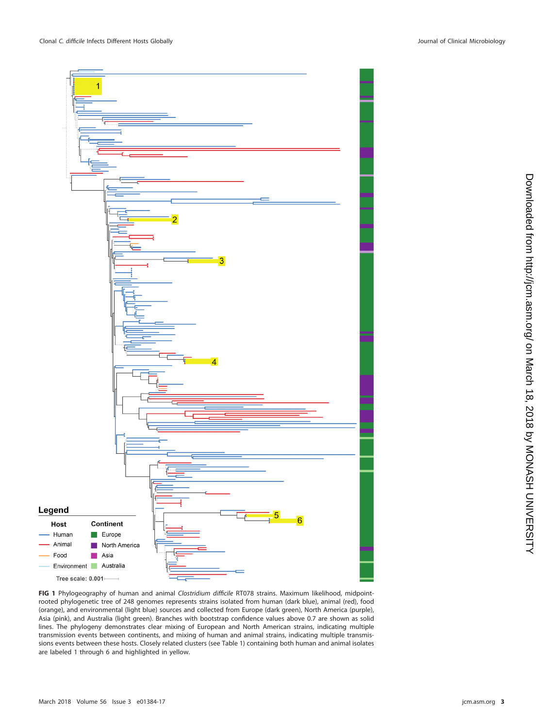**FIG 1** Phylogeography of human and animal *Clostridium difficile* RT078 strains. Maximum likelihood, midpoint-rooted phylogenetic tree of 248 genomes represents strains isolated from human (dark blue), animal (red), food (orange), and environmental (light blue) sources and collected from Europe (dark green), North America (purple), Asia (pink), and Australia (light green). Branches with bootstrap confidence values above 0.7 are shown as solid lines. The phylogeny demonstrates clear mixing of European and North American strains, indicating multiple transmission events between continents, and mixing of human and animal strains, indicating multiple transmissions events between these hosts. Closely related clusters (see Table 1) containing both human and animal isolates are labeled 1 through 6 and highlighted in yellow.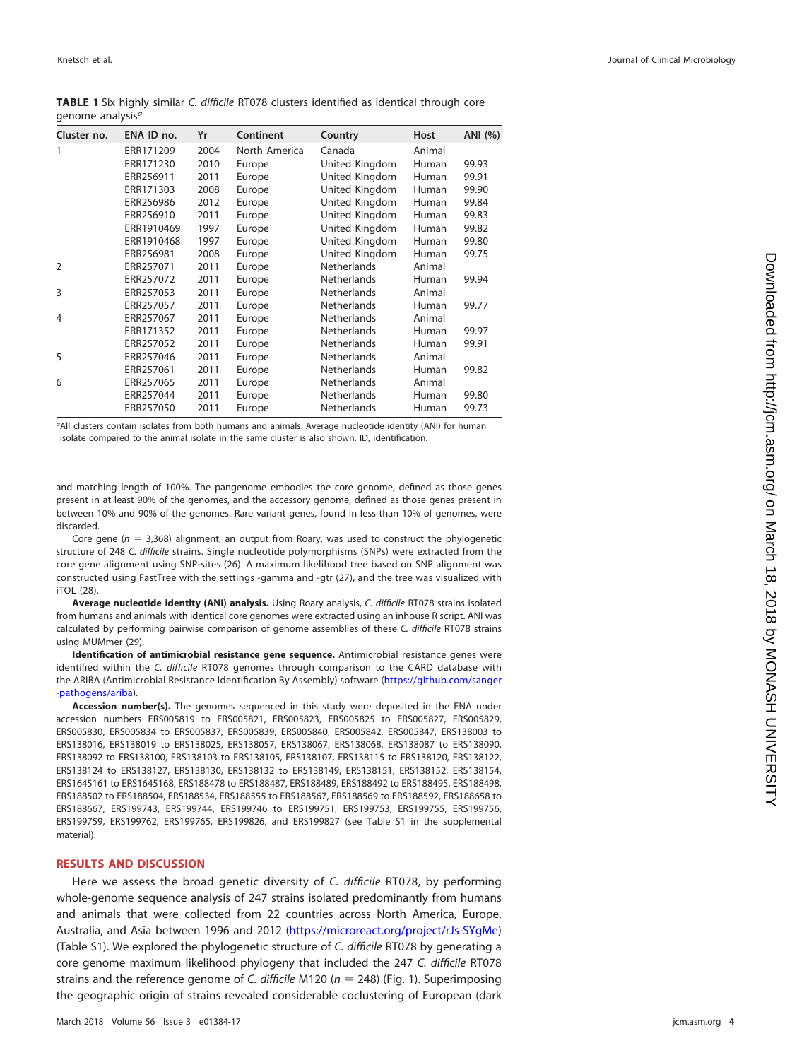**TABLE 1** Six highly similar *C. difficile* RT078 clusters identified as identical through core genome analysis[a]

| Cluster no. | ENA ID no. | Yr | Continent | Country | Host | ANI (%) |
|---|---|---|---|---|---|---|
| 1 | ERR171209 | 2004 | North America | Canada | Animal | |
| | ERR171230 | 2010 | Europe | United Kingdom | Human | 99.93 |
| | ERR256911 | 2011 | Europe | United Kingdom | Human | 99.91 |
| | ERR171303 | 2008 | Europe | United Kingdom | Human | 99.90 |
| | ERR256986 | 2012 | Europe | United Kingdom | Human | 99.84 |
| | ERR256910 | 2011 | Europe | United Kingdom | Human | 99.83 |
| | ERR1910469 | 1997 | Europe | United Kingdom | Human | 99.82 |
| | ERR1910468 | 1997 | Europe | United Kingdom | Human | 99.80 |
| | ERR256981 | 2008 | Europe | United Kingdom | Human | 99.75 |
| 2 | ERR257071 | 2011 | Europe | Netherlands | Animal | |
| | ERR257072 | 2011 | Europe | Netherlands | Human | 99.94 |
| 3 | ERR257053 | 2011 | Europe | Netherlands | Animal | |
| | ERR257057 | 2011 | Europe | Netherlands | Human | 99.77 |
| 4 | ERR257067 | 2011 | Europe | Netherlands | Animal | |
| | ERR171352 | 2011 | Europe | Netherlands | Human | 99.97 |
| | ERR257052 | 2011 | Europe | Netherlands | Human | 99.91 |
| 5 | ERR257046 | 2011 | Europe | Netherlands | Animal | |
| | ERR257061 | 2011 | Europe | Netherlands | Human | 99.82 |
| 6 | ERR257065 | 2011 | Europe | Netherlands | Animal | |
| | ERR257044 | 2011 | Europe | Netherlands | Human | 99.80 |
| | ERR257050 | 2011 | Europe | Netherlands | Human | 99.73 |

[a]All clusters contain isolates from both humans and animals. Average nucleotide identity (ANI) for human isolate compared to the animal isolate in the same cluster is also shown. ID, identification.

and matching length of 100%. The pangenome embodies the core genome, defined as those genes present in at least 90% of the genomes, and the accessory genome, defined as those genes present in between 10% and 90% of the genomes. Rare variant genes, found in less than 10% of genomes, were discarded.

Core gene ($n = 3,368$) alignment, an output from Roary, was used to construct the phylogenetic structure of 248 *C. difficile* strains. Single nucleotide polymorphisms (SNPs) were extracted from the core gene alignment using SNP-sites (26). A maximum likelihood tree based on SNP alignment was constructed using FastTree with the settings -gamma and -gtr (27), and the tree was visualized with iTOL (28).

**Average nucleotide identity (ANI) analysis.** Using Roary analysis, *C. difficile* RT078 strains isolated from humans and animals with identical core genomes were extracted using an inhouse R script. ANI was calculated by performing pairwise comparison of genome assemblies of these *C. difficile* RT078 strains using MUMmer (29).

**Identification of antimicrobial resistance gene sequence.** Antimicrobial resistance genes were identified within the *C. difficile* RT078 genomes through comparison to the CARD database with the ARIBA (Antimicrobial Resistance Identification By Assembly) software (https://github.com/sanger-pathogens/ariba).

**Accession number(s).** The genomes sequenced in this study were deposited in the ENA under accession numbers ERS005819 to ERS005821, ERS005823, ERS005825 to ERS005827, ERS005829, ERS005830, ERS005834 to ERS005837, ERS005839, ERS005840, ERS005842, ERS005847, ERS138003 to ERS138016, ERS138019 to ERS138025, ERS138057, ERS138067, ERS138068, ERS138087 to ERS138090, ERS138092 to ERS138100, ERS138103 to ERS138105, ERS138107, ERS138115 to ERS138120, ERS138122, ERS138124 to ERS138127, ERS138130, ERS138132 to ERS138149, ERS138151, ERS138152, ERS138154, ERS1645161 to ERS1645168, ERS188478 to ERS188487, ERS188489, ERS188492 to ERS188495, ERS188498, ERS188502 to ERS188504, ERS188534, ERS188555 to ERS188567, ERS188569 to ERS188592, ERS188658 to ERS188667, ERS199743, ERS199744, ERS199746 to ERS199751, ERS199753, ERS199755, ERS199756, ERS199759, ERS199762, ERS199765, ERS199826, and ERS199827 (see Table S1 in the supplemental material).

## RESULTS AND DISCUSSION

Here we assess the broad genetic diversity of *C. difficile* RT078, by performing whole-genome sequence analysis of 247 strains isolated predominantly from humans and animals that were collected from 22 countries across North America, Europe, Australia, and Asia between 1996 and 2012 (https://microreact.org/project/rJs-SYgMe) (Table S1). We explored the phylogenetic structure of *C. difficile* RT078 by generating a core genome maximum likelihood phylogeny that included the 247 *C. difficile* RT078 strains and the reference genome of *C. difficile* M120 ($n = 248$) (Fig. 1). Superimposing the geographic origin of strains revealed considerable coclustering of European (dark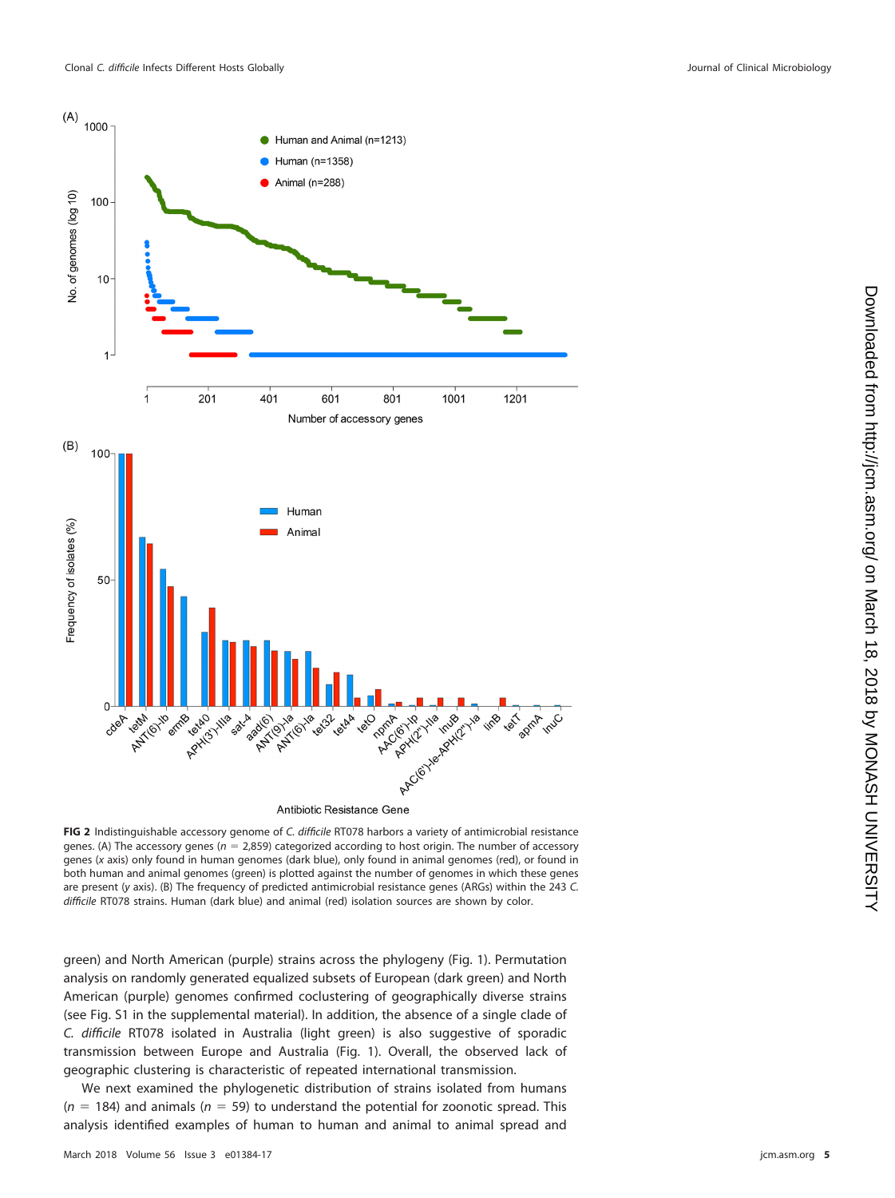**FIG 2** Indistinguishable accessory genome of *C. difficile* RT078 harbors a variety of antimicrobial resistance genes. (A) The accessory genes ($n$ = 2,859) categorized according to host origin. The number of accessory genes (*x* axis) only found in human genomes (dark blue), only found in animal genomes (red), or found in both human and animal genomes (green) is plotted against the number of genomes in which these genes are present (*y* axis). (B) The frequency of predicted antimicrobial resistance genes (ARGs) within the 243 *C. difficile* RT078 strains. Human (dark blue) and animal (red) isolation sources are shown by color.

green) and North American (purple) strains across the phylogeny (Fig. 1). Permutation analysis on randomly generated equalized subsets of European (dark green) and North American (purple) genomes confirmed coclustering of geographically diverse strains (see Fig. S1 in the supplemental material). In addition, the absence of a single clade of *C. difficile* RT078 isolated in Australia (light green) is also suggestive of sporadic transmission between Europe and Australia (Fig. 1). Overall, the observed lack of geographic clustering is characteristic of repeated international transmission.

We next examined the phylogenetic distribution of strains isolated from humans ($n$ = 184) and animals ($n$ = 59) to understand the potential for zoonotic spread. This analysis identified examples of human to human and animal to animal spread and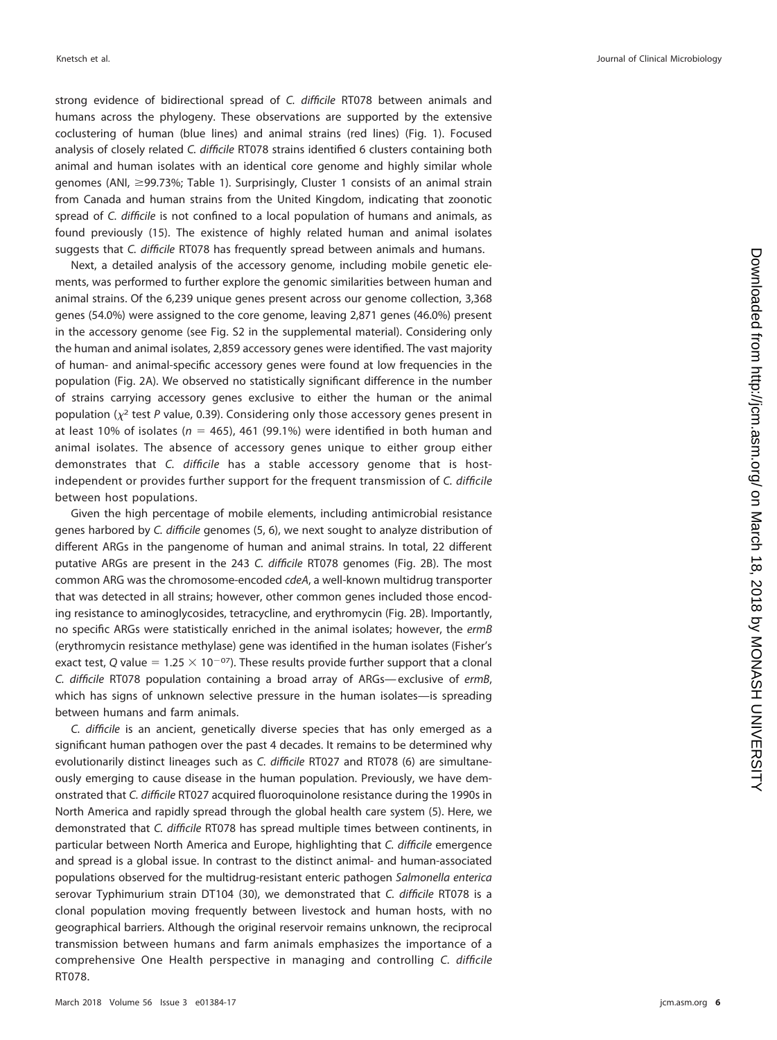strong evidence of bidirectional spread of *C. difficile* RT078 between animals and humans across the phylogeny. These observations are supported by the extensive coclustering of human (blue lines) and animal strains (red lines) (Fig. 1). Focused analysis of closely related *C. difficile* RT078 strains identified 6 clusters containing both animal and human isolates with an identical core genome and highly similar whole genomes (ANI, ≥99.73%; Table 1). Surprisingly, Cluster 1 consists of an animal strain from Canada and human strains from the United Kingdom, indicating that zoonotic spread of *C. difficile* is not confined to a local population of humans and animals, as found previously (15). The existence of highly related human and animal isolates suggests that *C. difficile* RT078 has frequently spread between animals and humans.

Next, a detailed analysis of the accessory genome, including mobile genetic elements, was performed to further explore the genomic similarities between human and animal strains. Of the 6,239 unique genes present across our genome collection, 3,368 genes (54.0%) were assigned to the core genome, leaving 2,871 genes (46.0%) present in the accessory genome (see Fig. S2 in the supplemental material). Considering only the human and animal isolates, 2,859 accessory genes were identified. The vast majority of human- and animal-specific accessory genes were found at low frequencies in the population (Fig. 2A). We observed no statistically significant difference in the number of strains carrying accessory genes exclusive to either the human or the animal population ($\chi^2$ test $P$ value, 0.39). Considering only those accessory genes present in at least 10% of isolates ($n = 465$), 461 (99.1%) were identified in both human and animal isolates. The absence of accessory genes unique to either group either demonstrates that *C. difficile* has a stable accessory genome that is host-independent or provides further support for the frequent transmission of *C. difficile* between host populations.

Given the high percentage of mobile elements, including antimicrobial resistance genes harbored by *C. difficile* genomes (5, 6), we next sought to analyze distribution of different ARGs in the pangenome of human and animal strains. In total, 22 different putative ARGs are present in the 243 *C. difficile* RT078 genomes (Fig. 2B). The most common ARG was the chromosome-encoded *cdeA*, a well-known multidrug transporter that was detected in all strains; however, other common genes included those encoding resistance to aminoglycosides, tetracycline, and erythromycin (Fig. 2B). Importantly, no specific ARGs were statistically enriched in the animal isolates; however, the *ermB* (erythromycin resistance methylase) gene was identified in the human isolates (Fisher's exact test, $Q$ value $= 1.25 \times 10^{-07}$). These results provide further support that a clonal *C. difficile* RT078 population containing a broad array of ARGs—exclusive of *ermB*, which has signs of unknown selective pressure in the human isolates—is spreading between humans and farm animals.

*C. difficile* is an ancient, genetically diverse species that has only emerged as a significant human pathogen over the past 4 decades. It remains to be determined why evolutionarily distinct lineages such as *C. difficile* RT027 and RT078 (6) are simultaneously emerging to cause disease in the human population. Previously, we have demonstrated that *C. difficile* RT027 acquired fluoroquinolone resistance during the 1990s in North America and rapidly spread through the global health care system (5). Here, we demonstrated that *C. difficile* RT078 has spread multiple times between continents, in particular between North America and Europe, highlighting that *C. difficile* emergence and spread is a global issue. In contrast to the distinct animal- and human-associated populations observed for the multidrug-resistant enteric pathogen *Salmonella enterica* serovar Typhimurium strain DT104 (30), we demonstrated that *C. difficile* RT078 is a clonal population moving frequently between livestock and human hosts, with no geographical barriers. Although the original reservoir remains unknown, the reciprocal transmission between humans and farm animals emphasizes the importance of a comprehensive One Health perspective in managing and controlling *C. difficile* RT078.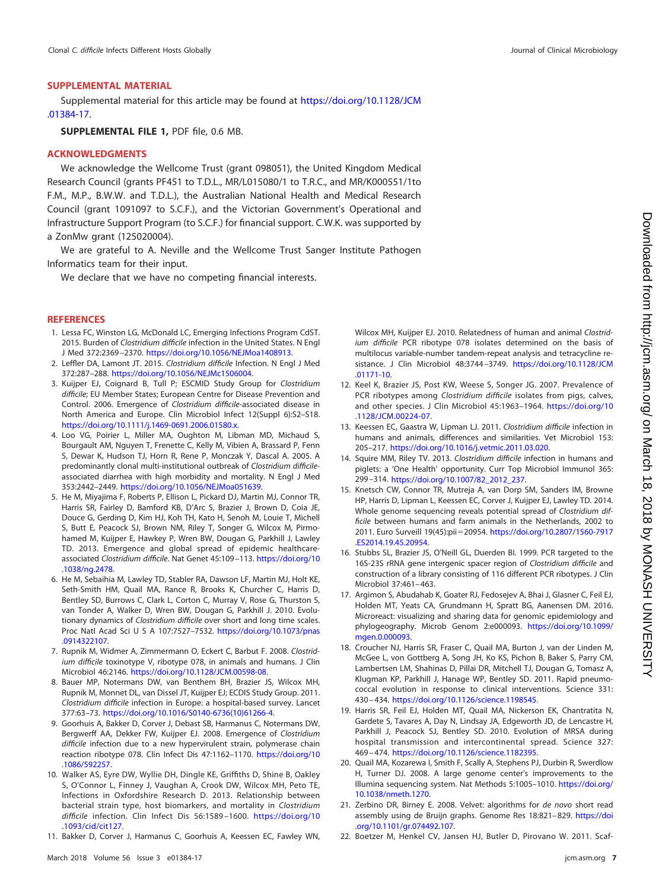## SUPPLEMENTAL MATERIAL

Supplemental material for this article may be found at https://doi.org/10.1128/JCM.01384-17.

**SUPPLEMENTAL FILE 1,** PDF file, 0.6 MB.

## ACKNOWLEDGMENTS

We acknowledge the Wellcome Trust (grant 098051), the United Kingdom Medical Research Council (grants PF451 to T.D.L., MR/L015080/1 to T.R.C., and MR/K000551/1to F.M., M.P., B.W.W. and T.D.L.), the Australian National Health and Medical Research Council (grant 1091097 to S.C.F.), and the Victorian Government's Operational and Infrastructure Support Program (to S.C.F.) for financial support. C.W.K. was supported by a ZonMw grant (125020004).

We are grateful to A. Neville and the Wellcome Trust Sanger Institute Pathogen Informatics team for their input.

We declare that we have no competing financial interests.

## REFERENCES

1. Lessa FC, Winston LG, McDonald LC, Emerging Infections Program CdST. 2015. Burden of *Clostridium difficile* infection in the United States. N Engl J Med 372:2369–2370. https://doi.org/10.1056/NEJMoa1408913.
2. Leffler DA, Lamont JT. 2015. *Clostridium difficile* Infection. N Engl J Med 372:287–288. https://doi.org/10.1056/NEJMc1506004.
3. Kuijper EJ, Coignard B, Tull P; ESCMID Study Group for *Clostridium difficile*; EU Member States; European Centre for Disease Prevention and Control. 2006. Emergence of *Clostridium difficile*-associated disease in North America and Europe. Clin Microbiol Infect 12(Suppl 6):S2–S18. https://doi.org/10.1111/j.1469-0691.2006.01580.x.
4. Loo VG, Poirier L, Miller MA, Oughton M, Libman MD, Michaud S, Bourgault AM, Nguyen T, Frenette C, Kelly M, Vibien A, Brassard P, Fenn S, Dewar K, Hudson TJ, Horn R, Rene P, Monczak Y, Dascal A. 2005. A predominantly clonal multi-institutional outbreak of *Clostridium difficile*-associated diarrhea with high morbidity and mortality. N Engl J Med 353:2442–2449. https://doi.org/10.1056/NEJMoa051639.
5. He M, Miyajima F, Roberts P, Ellison L, Pickard DJ, Martin MJ, Connor TR, Harris SR, Fairley D, Bamford KB, D'Arc S, Brazier J, Brown D, Coia JE, Douce G, Gerding D, Kim HJ, Koh TH, Kato H, Senoh M, Louie T, Michell S, Butt E, Peacock SJ, Brown NM, Riley T, Songer G, Wilcox M, Pirmohamed M, Kuijper E, Hawkey P, Wren BW, Dougan G, Parkhill J, Lawley TD. 2013. Emergence and global spread of epidemic healthcare-associated *Clostridium difficile*. Nat Genet 45:109–113. https://doi.org/10.1038/ng.2478.
6. He M, Sebaihia M, Lawley TD, Stabler RA, Dawson LF, Martin MJ, Holt KE, Seth-Smith HM, Quail MA, Rance R, Brooks K, Churcher C, Harris D, Bentley SD, Burrows C, Clark L, Corton C, Murray V, Rose G, Thurston S, van Tonder A, Walker D, Wren BW, Dougan G, Parkhill J. 2010. Evolutionary dynamics of *Clostridium difficile* over short and long time scales. Proc Natl Acad Sci U S A 107:7527–7532. https://doi.org/10.1073/pnas.0914322107.
7. Rupnik M, Widmer A, Zimmermann O, Eckert C, Barbut F. 2008. *Clostridium difficile* toxinotype V, ribotype 078, in animals and humans. J Clin Microbiol 46:2146. https://doi.org/10.1128/JCM.00598-08.
8. Bauer MP, Notermans DW, van Benthem BH, Brazier JS, Wilcox MH, Rupnik M, Monnet DL, van Dissel JT, Kuijper EJ; ECDIS Study Group. 2011. *Clostridium difficile* infection in Europe: a hospital-based survey. Lancet 377:63–73. https://doi.org/10.1016/S0140-6736(10)61266-4.
9. Goorhuis A, Bakker D, Corver J, Debast SB, Harmanus C, Notermans DW, Bergwerff AA, Dekker FW, Kuijper EJ. 2008. Emergence of *Clostridium difficile* infection due to a new hypervirulent strain, polymerase chain reaction ribotype 078. Clin Infect Dis 47:1162–1170. https://doi.org/10.1086/592257.
10. Walker AS, Eyre DW, Wyllie DH, Dingle KE, Griffiths D, Shine B, Oakley S, O'Connor L, Finney J, Vaughan A, Crook DW, Wilcox MH, Peto TE, Infections in Oxfordshire Research D. 2013. Relationship between bacterial strain type, host biomarkers, and mortality in *Clostridium difficile* infection. Clin Infect Dis 56:1589–1600. https://doi.org/10.1093/cid/cit127.
11. Bakker D, Corver J, Harmanus C, Goorhuis A, Keessen EC, Fawley WN, Wilcox MH, Kuijper EJ. 2010. Relatedness of human and animal *Clostridium difficile* PCR ribotype 078 isolates determined on the basis of multilocus variable-number tandem-repeat analysis and tetracycline resistance. J Clin Microbiol 48:3744–3749. https://doi.org/10.1128/JCM.01171-10.
12. Keel K, Brazier JS, Post KW, Weese S, Songer JG. 2007. Prevalence of PCR ribotypes among *Clostridium difficile* isolates from pigs, calves, and other species. J Clin Microbiol 45:1963–1964. https://doi.org/10.1128/JCM.00224-07.
13. Keessen EC, Gaastra W, Lipman LJ. 2011. *Clostridium difficile* infection in humans and animals, differences and similarities. Vet Microbiol 153: 205–217. https://doi.org/10.1016/j.vetmic.2011.03.020.
14. Squire MM, Riley TV. 2013. *Clostridium difficile* infection in humans and piglets: a 'One Health' opportunity. Curr Top Microbiol Immunol 365: 299–314. https://doi.org/10.1007/82_2012_237.
15. Knetsch CW, Connor TR, Mutreja A, van Dorp SM, Sanders IM, Browne HP, Harris D, Lipman L, Keessen EC, Corver J, Kuijper EJ, Lawley TD. 2014. Whole genome sequencing reveals potential spread of *Clostridium difficile* between humans and farm animals in the Netherlands, 2002 to 2011. Euro Surveill 19(45):pii=20954. https://doi.org/10.2807/1560-7917.ES2014.19.45.20954.
16. Stubbs SL, Brazier JS, O'Neill GL, Duerden BI. 1999. PCR targeted to the 16S-23S rRNA gene intergenic spacer region of *Clostridium difficile* and construction of a library consisting of 116 different PCR ribotypes. J Clin Microbiol 37:461–463.
17. Argimon S, Abudahab K, Goater RJ, Fedosejev A, Bhai J, Glasner C, Feil EJ, Holden MT, Yeats CA, Grundmann H, Spratt BG, Aanensen DM. 2016. Microreact: visualizing and sharing data for genomic epidemiology and phylogeography. Microb Genom 2:e000093. https://doi.org/10.1099/mgen.0.000093.
18. Croucher NJ, Harris SR, Fraser C, Quail MA, Burton J, van der Linden M, McGee L, von Gottberg A, Song JH, Ko KS, Pichon B, Baker S, Parry CM, Lambertsen LM, Shahinas D, Pillai DR, Mitchell TJ, Dougan G, Tomasz A, Klugman KP, Parkhill J, Hanage WP, Bentley SD. 2011. Rapid pneumococcal evolution in response to clinical interventions. Science 331: 430–434. https://doi.org/10.1126/science.1198545.
19. Harris SR, Feil EJ, Holden MT, Quail MA, Nickerson EK, Chantratita N, Gardete S, Tavares A, Day N, Lindsay JA, Edgeworth JD, de Lencastre H, Parkhill J, Peacock SJ, Bentley SD. 2010. Evolution of MRSA during hospital transmission and intercontinental spread. Science 327: 469–474. https://doi.org/10.1126/science.1182395.
20. Quail MA, Kozarewa I, Smith F, Scally A, Stephens PJ, Durbin R, Swerdlow H, Turner DJ. 2008. A large genome center's improvements to the Illumina sequencing system. Nat Methods 5:1005–1010. https://doi.org/10.1038/nmeth.1270.
21. Zerbino DR, Birney E. 2008. Velvet: algorithms for *de novo* short read assembly using de Bruijn graphs. Genome Res 18:821–829. https://doi.org/10.1101/gr.074492.107.
22. Boetzer M, Henkel CV, Jansen HJ, Butler D, Pirovano W. 2011. Scaf-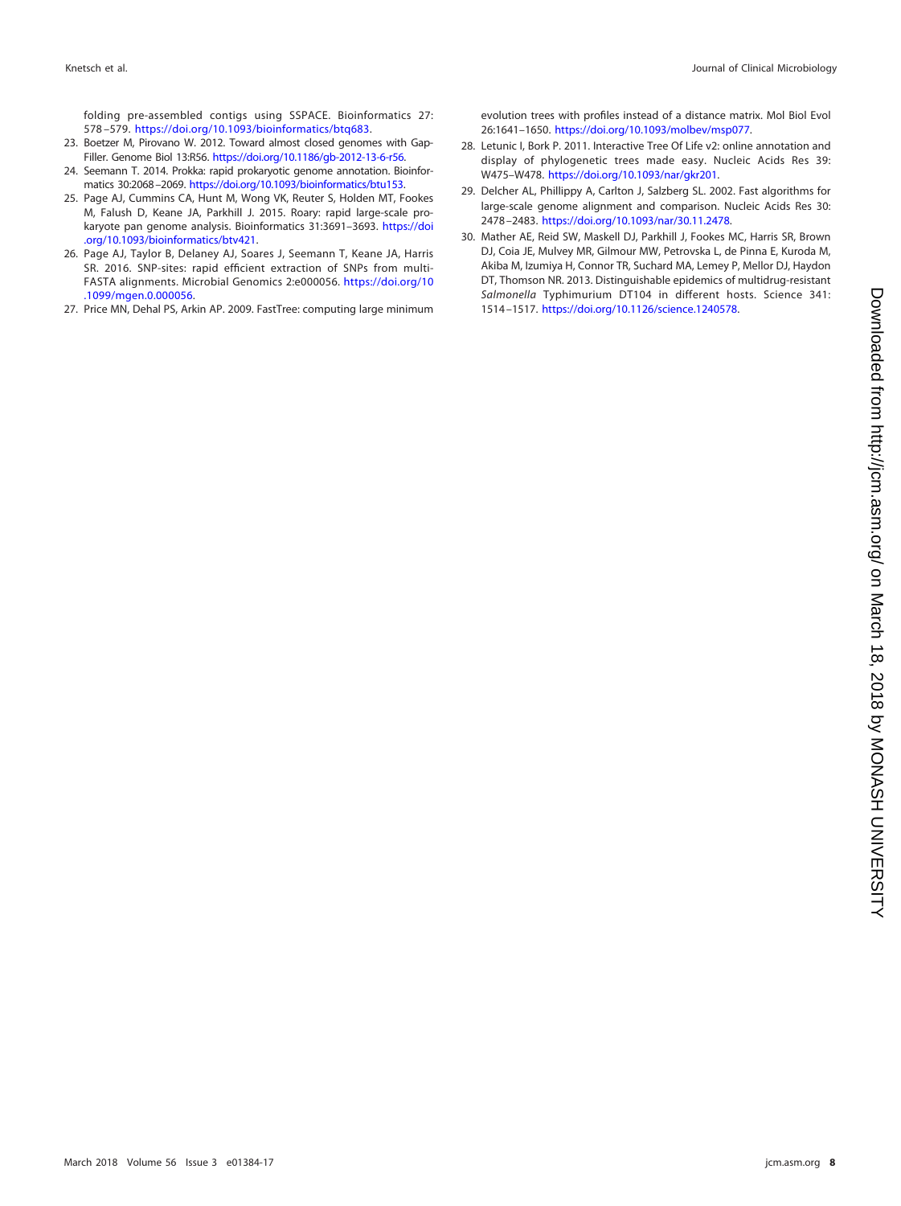folding pre-assembled contigs using SSPACE. Bioinformatics 27: 578–579. https://doi.org/10.1093/bioinformatics/btq683.

23. Boetzer M, Pirovano W. 2012. Toward almost closed genomes with GapFiller. Genome Biol 13:R56. https://doi.org/10.1186/gb-2012-13-6-r56.
24. Seemann T. 2014. Prokka: rapid prokaryotic genome annotation. Bioinformatics 30:2068–2069. https://doi.org/10.1093/bioinformatics/btu153.
25. Page AJ, Cummins CA, Hunt M, Wong VK, Reuter S, Holden MT, Fookes M, Falush D, Keane JA, Parkhill J. 2015. Roary: rapid large-scale prokaryote pan genome analysis. Bioinformatics 31:3691–3693. https://doi.org/10.1093/bioinformatics/btv421.
26. Page AJ, Taylor B, Delaney AJ, Soares J, Seemann T, Keane JA, Harris SR. 2016. SNP-sites: rapid efficient extraction of SNPs from multi-FASTA alignments. Microbial Genomics 2:e000056. https://doi.org/10.1099/mgen.0.000056.
27. Price MN, Dehal PS, Arkin AP. 2009. FastTree: computing large minimum evolution trees with profiles instead of a distance matrix. Mol Biol Evol 26:1641–1650. https://doi.org/10.1093/molbev/msp077.
28. Letunic I, Bork P. 2011. Interactive Tree Of Life v2: online annotation and display of phylogenetic trees made easy. Nucleic Acids Res 39: W475–W478. https://doi.org/10.1093/nar/gkr201.
29. Delcher AL, Phillippy A, Carlton J, Salzberg SL. 2002. Fast algorithms for large-scale genome alignment and comparison. Nucleic Acids Res 30: 2478–2483. https://doi.org/10.1093/nar/30.11.2478.
30. Mather AE, Reid SW, Maskell DJ, Parkhill J, Fookes MC, Harris SR, Brown DJ, Coia JE, Mulvey MR, Gilmour MW, Petrovska L, de Pinna E, Kuroda M, Akiba M, Izumiya H, Connor TR, Suchard MA, Lemey P, Mellor DJ, Haydon DT, Thomson NR. 2013. Distinguishable epidemics of multidrug-resistant *Salmonella* Typhimurium DT104 in different hosts. Science 341: 1514–1517. https://doi.org/10.1126/science.1240578.